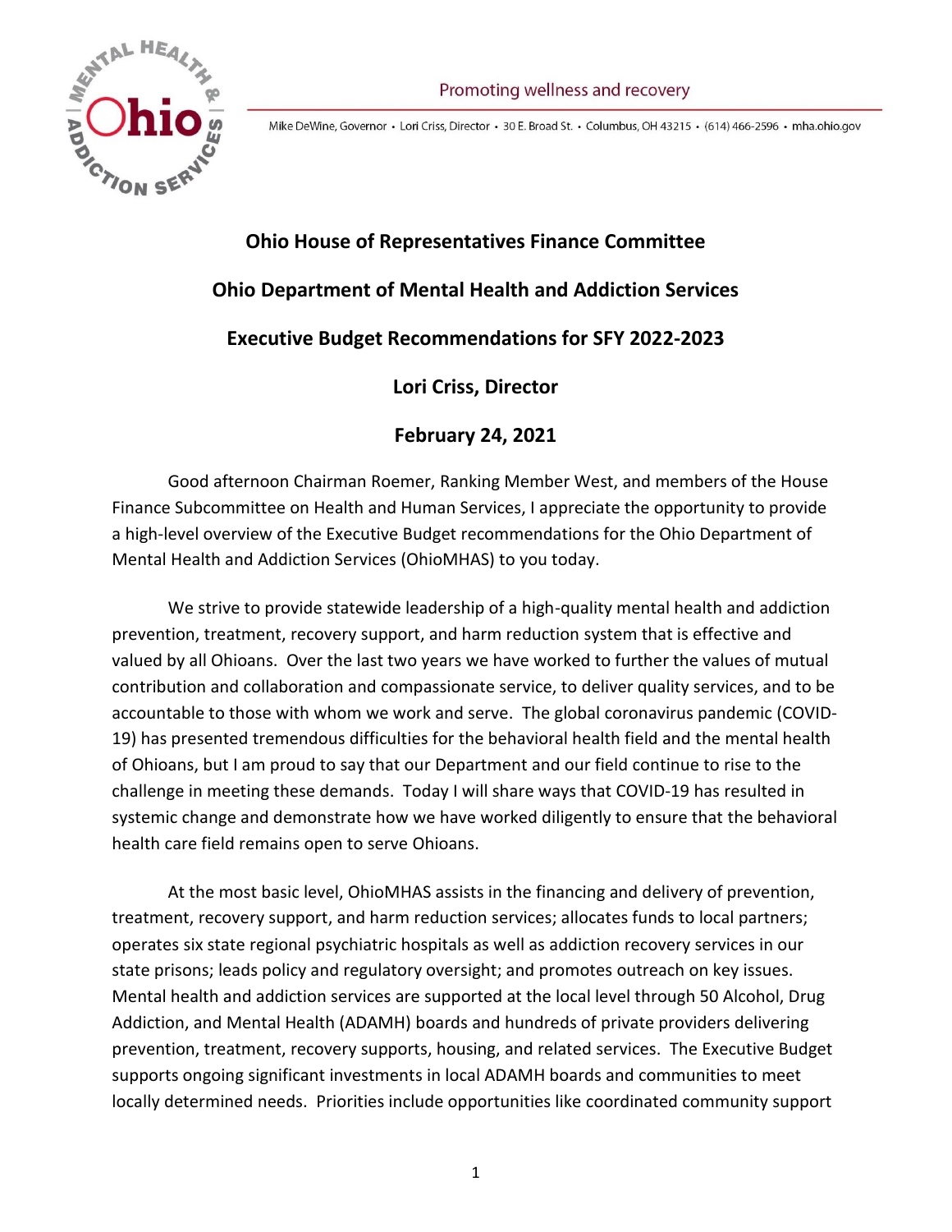Promoting wellness and recovery

Mike DeWine, Governor • Lori Criss, Director • 30 E. Broad St. • Columbus, OH 43215 • (614) 466-2596 • mha.ohio.gov

# Ohio House of Representatives Finance Committee

## Ohio Department of Mental Health and Addiction Services

## Executive Budget Recommendations for SFY 2022-2023

## Lori Criss, Director

## February 24, 2021

Good afternoon Chairman Roemer, Ranking Member West, and members of the House Finance Subcommittee on Health and Human Services, I appreciate the opportunity to provide a high-level overview of the Executive Budget recommendations for the Ohio Department of Mental Health and Addiction Services (OhioMHAS) to you today.

We strive to provide statewide leadership of a high-quality mental health and addiction prevention, treatment, recovery support, and harm reduction system that is effective and valued by all Ohioans. Over the last two years we have worked to further the values of mutual contribution and collaboration and compassionate service, to deliver quality services, and to be accountable to those with whom we work and serve. The global coronavirus pandemic (COVID-19) has presented tremendous difficulties for the behavioral health field and the mental health of Ohioans, but I am proud to say that our Department and our field continue to rise to the challenge in meeting these demands. Today I will share ways that COVID-19 has resulted in systemic change and demonstrate how we have worked diligently to ensure that the behavioral health care field remains open to serve Ohioans.

At the most basic level, OhioMHAS assists in the financing and delivery of prevention, treatment, recovery support, and harm reduction services; allocates funds to local partners; operates six state regional psychiatric hospitals as well as addiction recovery services in our state prisons; leads policy and regulatory oversight; and promotes outreach on key issues. Mental health and addiction services are supported at the local level through 50 Alcohol, Drug Addiction, and Mental Health (ADAMH) boards and hundreds of private providers delivering prevention, treatment, recovery supports, housing, and related services. The Executive Budget supports ongoing significant investments in local ADAMH boards and communities to meet locally determined needs. Priorities include opportunities like coordinated community support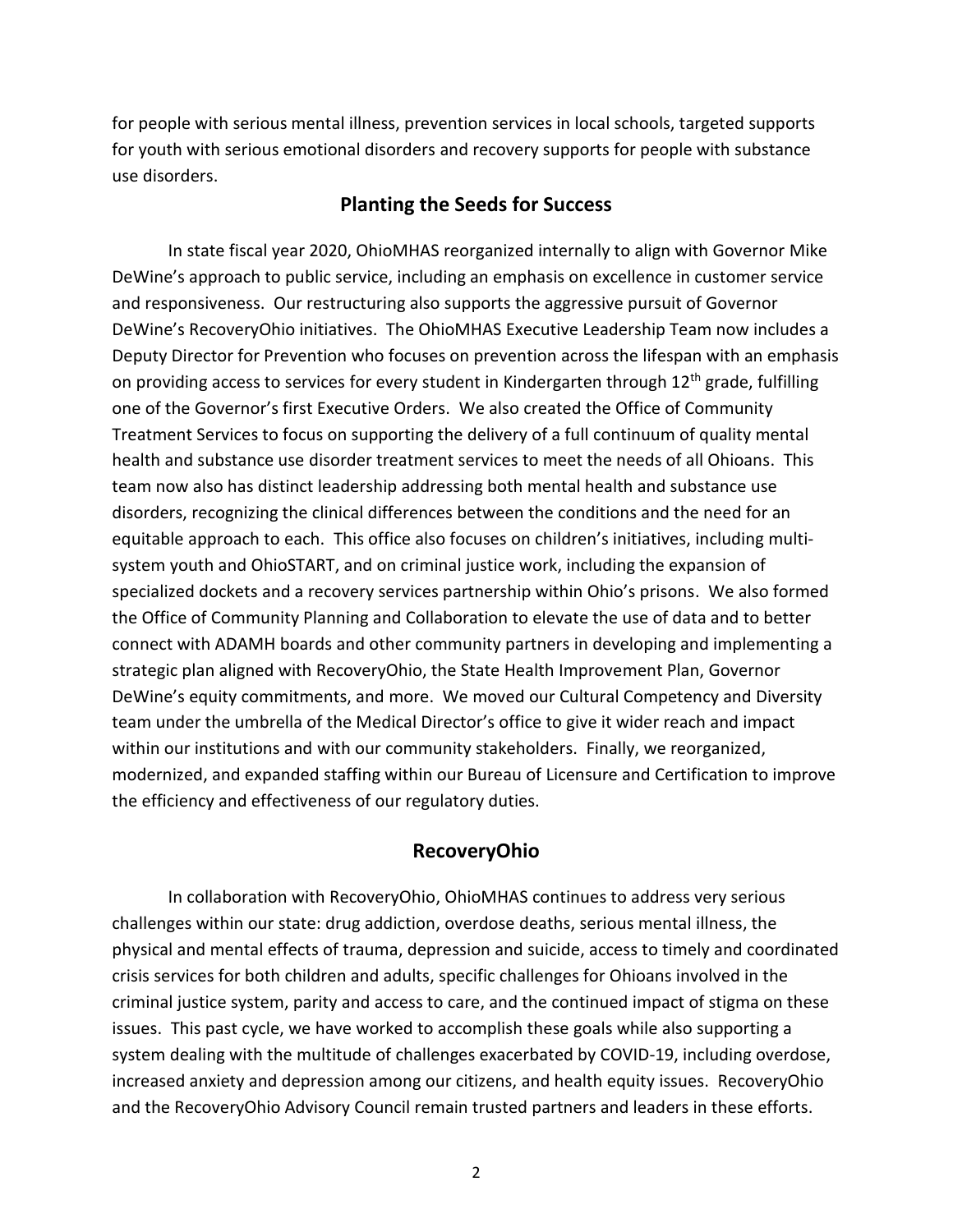for people with serious mental illness, prevention services in local schools, targeted supports for youth with serious emotional disorders and recovery supports for people with substance use disorders.

## Planting the Seeds for Success

In state fiscal year 2020, OhioMHAS reorganized internally to align with Governor Mike DeWine's approach to public service, including an emphasis on excellence in customer service and responsiveness. Our restructuring also supports the aggressive pursuit of Governor DeWine's RecoveryOhio initiatives. The OhioMHAS Executive Leadership Team now includes a Deputy Director for Prevention who focuses on prevention across the lifespan with an emphasis on providing access to services for every student in Kindergarten through 12th grade, fulfilling one of the Governor's first Executive Orders. We also created the Office of Community Treatment Services to focus on supporting the delivery of a full continuum of quality mental health and substance use disorder treatment services to meet the needs of all Ohioans. This team now also has distinct leadership addressing both mental health and substance use disorders, recognizing the clinical differences between the conditions and the need for an equitable approach to each. This office also focuses on children's initiatives, including multi-system youth and OhioSTART, and on criminal justice work, including the expansion of specialized dockets and a recovery services partnership within Ohio's prisons. We also formed the Office of Community Planning and Collaboration to elevate the use of data and to better connect with ADAMH boards and other community partners in developing and implementing a strategic plan aligned with RecoveryOhio, the State Health Improvement Plan, Governor DeWine's equity commitments, and more. We moved our Cultural Competency and Diversity team under the umbrella of the Medical Director's office to give it wider reach and impact within our institutions and with our community stakeholders. Finally, we reorganized, modernized, and expanded staffing within our Bureau of Licensure and Certification to improve the efficiency and effectiveness of our regulatory duties.

## RecoveryOhio

In collaboration with RecoveryOhio, OhioMHAS continues to address very serious challenges within our state: drug addiction, overdose deaths, serious mental illness, the physical and mental effects of trauma, depression and suicide, access to timely and coordinated crisis services for both children and adults, specific challenges for Ohioans involved in the criminal justice system, parity and access to care, and the continued impact of stigma on these issues. This past cycle, we have worked to accomplish these goals while also supporting a system dealing with the multitude of challenges exacerbated by COVID-19, including overdose, increased anxiety and depression among our citizens, and health equity issues. RecoveryOhio and the RecoveryOhio Advisory Council remain trusted partners and leaders in these efforts.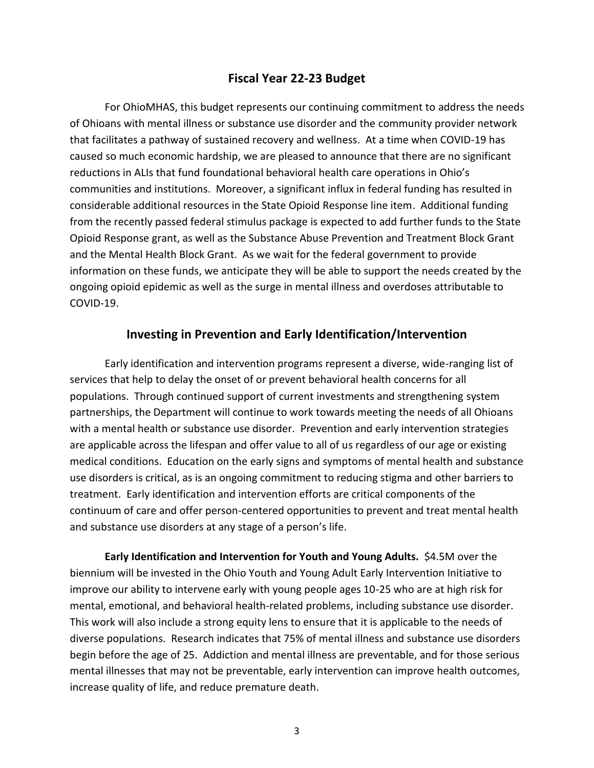## Fiscal Year 22-23 Budget

For OhioMHAS, this budget represents our continuing commitment to address the needs of Ohioans with mental illness or substance use disorder and the community provider network that facilitates a pathway of sustained recovery and wellness. At a time when COVID-19 has caused so much economic hardship, we are pleased to announce that there are no significant reductions in ALIs that fund foundational behavioral health care operations in Ohio's communities and institutions. Moreover, a significant influx in federal funding has resulted in considerable additional resources in the State Opioid Response line item. Additional funding from the recently passed federal stimulus package is expected to add further funds to the State Opioid Response grant, as well as the Substance Abuse Prevention and Treatment Block Grant and the Mental Health Block Grant. As we wait for the federal government to provide information on these funds, we anticipate they will be able to support the needs created by the ongoing opioid epidemic as well as the surge in mental illness and overdoses attributable to COVID-19.

## Investing in Prevention and Early Identification/Intervention

Early identification and intervention programs represent a diverse, wide-ranging list of services that help to delay the onset of or prevent behavioral health concerns for all populations. Through continued support of current investments and strengthening system partnerships, the Department will continue to work towards meeting the needs of all Ohioans with a mental health or substance use disorder. Prevention and early intervention strategies are applicable across the lifespan and offer value to all of us regardless of our age or existing medical conditions. Education on the early signs and symptoms of mental health and substance use disorders is critical, as is an ongoing commitment to reducing stigma and other barriers to treatment. Early identification and intervention efforts are critical components of the continuum of care and offer person-centered opportunities to prevent and treat mental health and substance use disorders at any stage of a person's life.

**Early Identification and Intervention for Youth and Young Adults.** $4.5M over the biennium will be invested in the Ohio Youth and Young Adult Early Intervention Initiative to improve our ability to intervene early with young people ages 10-25 who are at high risk for mental, emotional, and behavioral health-related problems, including substance use disorder. This work will also include a strong equity lens to ensure that it is applicable to the needs of diverse populations. Research indicates that 75% of mental illness and substance use disorders begin before the age of 25. Addiction and mental illness are preventable, and for those serious mental illnesses that may not be preventable, early intervention can improve health outcomes, increase quality of life, and reduce premature death.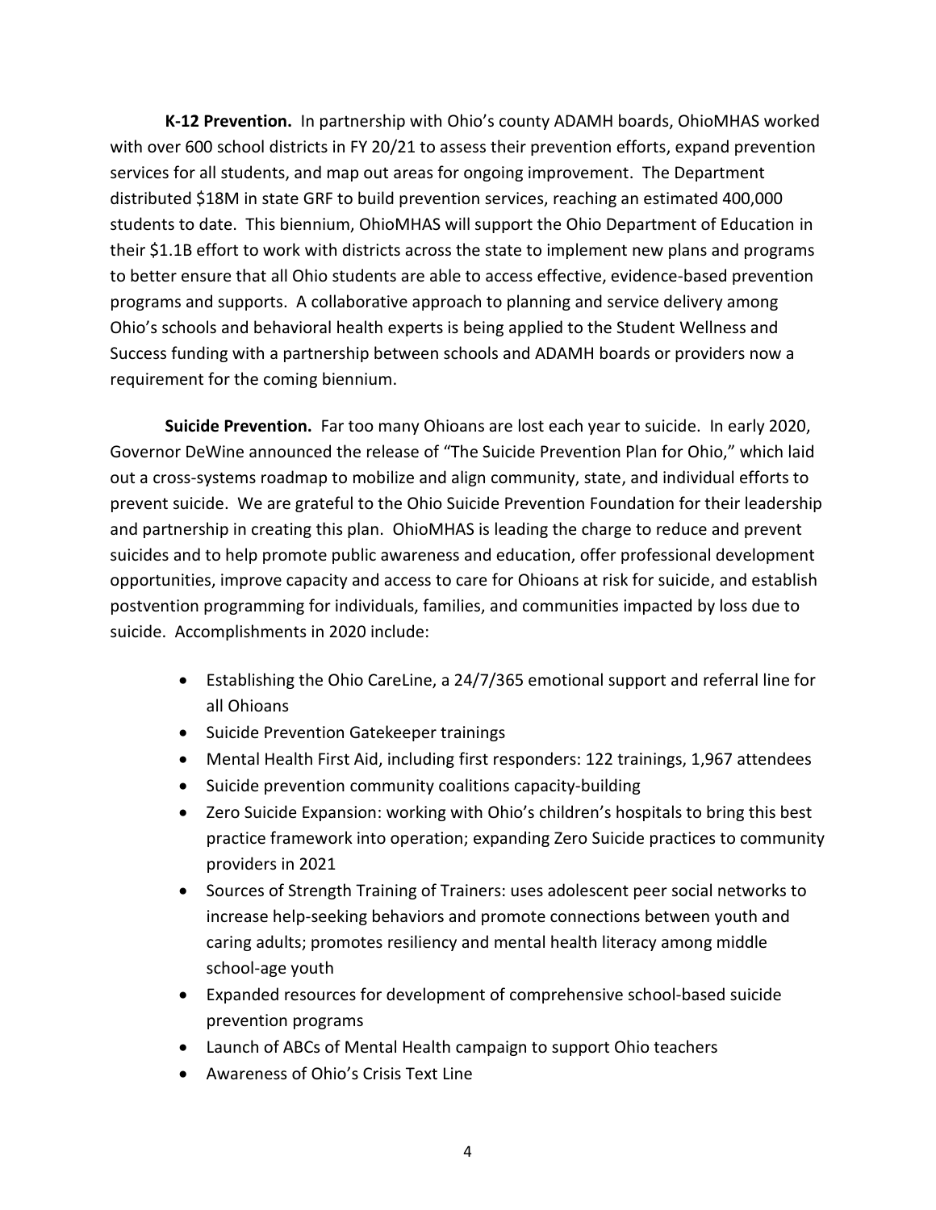**K-12 Prevention.** In partnership with Ohio's county ADAMH boards, OhioMHAS worked with over 600 school districts in FY 20/21 to assess their prevention efforts, expand prevention services for all students, and map out areas for ongoing improvement. The Department distributed $18M in state GRF to build prevention services, reaching an estimated 400,000 students to date. This biennium, OhioMHAS will support the Ohio Department of Education in their $1.1B effort to work with districts across the state to implement new plans and programs to better ensure that all Ohio students are able to access effective, evidence-based prevention programs and supports. A collaborative approach to planning and service delivery among Ohio's schools and behavioral health experts is being applied to the Student Wellness and Success funding with a partnership between schools and ADAMH boards or providers now a requirement for the coming biennium.

**Suicide Prevention.** Far too many Ohioans are lost each year to suicide. In early 2020, Governor DeWine announced the release of "The Suicide Prevention Plan for Ohio," which laid out a cross-systems roadmap to mobilize and align community, state, and individual efforts to prevent suicide. We are grateful to the Ohio Suicide Prevention Foundation for their leadership and partnership in creating this plan. OhioMHAS is leading the charge to reduce and prevent suicides and to help promote public awareness and education, offer professional development opportunities, improve capacity and access to care for Ohioans at risk for suicide, and establish postvention programming for individuals, families, and communities impacted by loss due to suicide. Accomplishments in 2020 include:

- Establishing the Ohio CareLine, a 24/7/365 emotional support and referral line for all Ohioans
- Suicide Prevention Gatekeeper trainings
- Mental Health First Aid, including first responders: 122 trainings, 1,967 attendees
- Suicide prevention community coalitions capacity-building
- Zero Suicide Expansion: working with Ohio's children's hospitals to bring this best practice framework into operation; expanding Zero Suicide practices to community providers in 2021
- Sources of Strength Training of Trainers: uses adolescent peer social networks to increase help-seeking behaviors and promote connections between youth and caring adults; promotes resiliency and mental health literacy among middle school-age youth
- Expanded resources for development of comprehensive school-based suicide prevention programs
- Launch of ABCs of Mental Health campaign to support Ohio teachers
- Awareness of Ohio's Crisis Text Line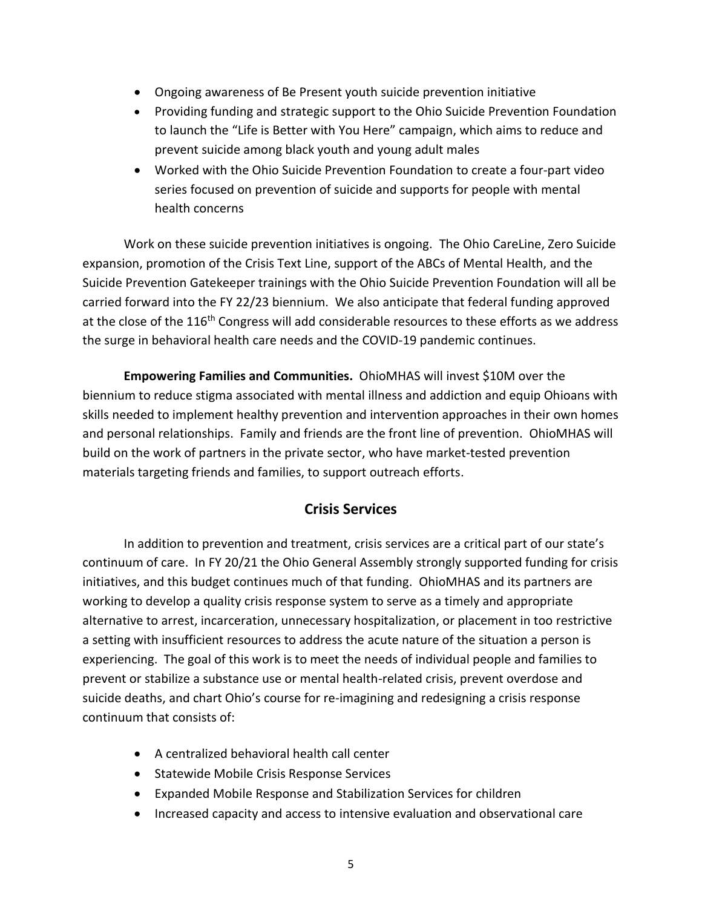- Ongoing awareness of Be Present youth suicide prevention initiative
- Providing funding and strategic support to the Ohio Suicide Prevention Foundation to launch the "Life is Better with You Here" campaign, which aims to reduce and prevent suicide among black youth and young adult males
- Worked with the Ohio Suicide Prevention Foundation to create a four-part video series focused on prevention of suicide and supports for people with mental health concerns

Work on these suicide prevention initiatives is ongoing. The Ohio CareLine, Zero Suicide expansion, promotion of the Crisis Text Line, support of the ABCs of Mental Health, and the Suicide Prevention Gatekeeper trainings with the Ohio Suicide Prevention Foundation will all be carried forward into the FY 22/23 biennium. We also anticipate that federal funding approved at the close of the 116th Congress will add considerable resources to these efforts as we address the surge in behavioral health care needs and the COVID-19 pandemic continues.

**Empowering Families and Communities.** OhioMHAS will invest $10M over the biennium to reduce stigma associated with mental illness and addiction and equip Ohioans with skills needed to implement healthy prevention and intervention approaches in their own homes and personal relationships. Family and friends are the front line of prevention. OhioMHAS will build on the work of partners in the private sector, who have market-tested prevention materials targeting friends and families, to support outreach efforts.

## Crisis Services

In addition to prevention and treatment, crisis services are a critical part of our state's continuum of care. In FY 20/21 the Ohio General Assembly strongly supported funding for crisis initiatives, and this budget continues much of that funding. OhioMHAS and its partners are working to develop a quality crisis response system to serve as a timely and appropriate alternative to arrest, incarceration, unnecessary hospitalization, or placement in too restrictive a setting with insufficient resources to address the acute nature of the situation a person is experiencing. The goal of this work is to meet the needs of individual people and families to prevent or stabilize a substance use or mental health-related crisis, prevent overdose and suicide deaths, and chart Ohio's course for re-imagining and redesigning a crisis response continuum that consists of:

- A centralized behavioral health call center
- Statewide Mobile Crisis Response Services
- Expanded Mobile Response and Stabilization Services for children
- Increased capacity and access to intensive evaluation and observational care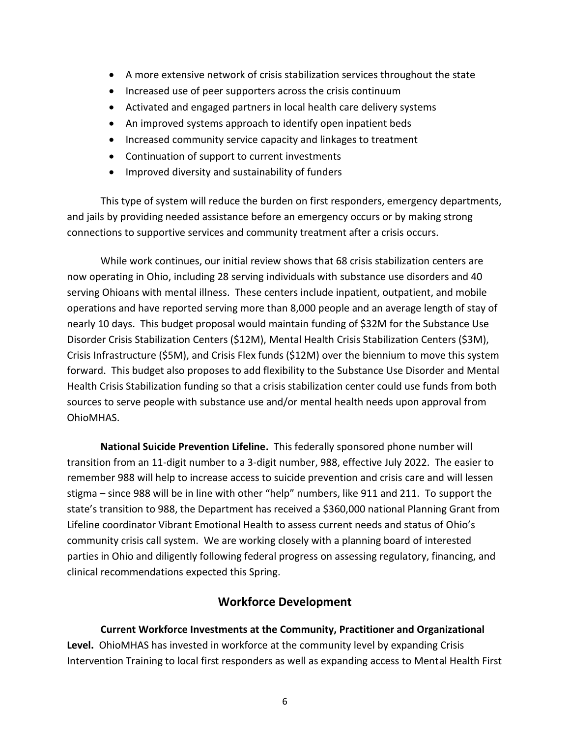- A more extensive network of crisis stabilization services throughout the state
- Increased use of peer supporters across the crisis continuum
- Activated and engaged partners in local health care delivery systems
- An improved systems approach to identify open inpatient beds
- Increased community service capacity and linkages to treatment
- Continuation of support to current investments
- Improved diversity and sustainability of funders

This type of system will reduce the burden on first responders, emergency departments, and jails by providing needed assistance before an emergency occurs or by making strong connections to supportive services and community treatment after a crisis occurs.

While work continues, our initial review shows that 68 crisis stabilization centers are now operating in Ohio, including 28 serving individuals with substance use disorders and 40 serving Ohioans with mental illness. These centers include inpatient, outpatient, and mobile operations and have reported serving more than 8,000 people and an average length of stay of nearly 10 days. This budget proposal would maintain funding of $32M for the Substance Use Disorder Crisis Stabilization Centers ($12M), Mental Health Crisis Stabilization Centers ($3M), Crisis Infrastructure ($5M), and Crisis Flex funds ($12M) over the biennium to move this system forward. This budget also proposes to add flexibility to the Substance Use Disorder and Mental Health Crisis Stabilization funding so that a crisis stabilization center could use funds from both sources to serve people with substance use and/or mental health needs upon approval from OhioMHAS.

**National Suicide Prevention Lifeline.** This federally sponsored phone number will transition from an 11-digit number to a 3-digit number, 988, effective July 2022. The easier to remember 988 will help to increase access to suicide prevention and crisis care and will lessen stigma – since 988 will be in line with other "help" numbers, like 911 and 211. To support the state's transition to 988, the Department has received a $360,000 national Planning Grant from Lifeline coordinator Vibrant Emotional Health to assess current needs and status of Ohio's community crisis call system. We are working closely with a planning board of interested parties in Ohio and diligently following federal progress on assessing regulatory, financing, and clinical recommendations expected this Spring.

## Workforce Development

**Current Workforce Investments at the Community, Practitioner and Organizational Level.** OhioMHAS has invested in workforce at the community level by expanding Crisis Intervention Training to local first responders as well as expanding access to Mental Health First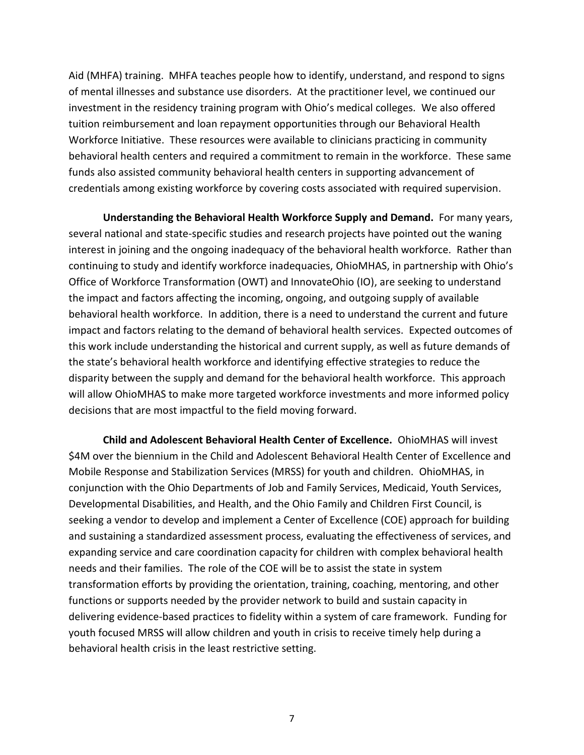Aid (MHFA) training. MHFA teaches people how to identify, understand, and respond to signs of mental illnesses and substance use disorders. At the practitioner level, we continued our investment in the residency training program with Ohio's medical colleges. We also offered tuition reimbursement and loan repayment opportunities through our Behavioral Health Workforce Initiative. These resources were available to clinicians practicing in community behavioral health centers and required a commitment to remain in the workforce. These same funds also assisted community behavioral health centers in supporting advancement of credentials among existing workforce by covering costs associated with required supervision.

**Understanding the Behavioral Health Workforce Supply and Demand.** For many years, several national and state-specific studies and research projects have pointed out the waning interest in joining and the ongoing inadequacy of the behavioral health workforce. Rather than continuing to study and identify workforce inadequacies, OhioMHAS, in partnership with Ohio's Office of Workforce Transformation (OWT) and InnovateOhio (IO), are seeking to understand the impact and factors affecting the incoming, ongoing, and outgoing supply of available behavioral health workforce. In addition, there is a need to understand the current and future impact and factors relating to the demand of behavioral health services. Expected outcomes of this work include understanding the historical and current supply, as well as future demands of the state's behavioral health workforce and identifying effective strategies to reduce the disparity between the supply and demand for the behavioral health workforce. This approach will allow OhioMHAS to make more targeted workforce investments and more informed policy decisions that are most impactful to the field moving forward.

**Child and Adolescent Behavioral Health Center of Excellence.** OhioMHAS will invest $4M over the biennium in the Child and Adolescent Behavioral Health Center of Excellence and Mobile Response and Stabilization Services (MRSS) for youth and children. OhioMHAS, in conjunction with the Ohio Departments of Job and Family Services, Medicaid, Youth Services, Developmental Disabilities, and Health, and the Ohio Family and Children First Council, is seeking a vendor to develop and implement a Center of Excellence (COE) approach for building and sustaining a standardized assessment process, evaluating the effectiveness of services, and expanding service and care coordination capacity for children with complex behavioral health needs and their families. The role of the COE will be to assist the state in system transformation efforts by providing the orientation, training, coaching, mentoring, and other functions or supports needed by the provider network to build and sustain capacity in delivering evidence-based practices to fidelity within a system of care framework. Funding for youth focused MRSS will allow children and youth in crisis to receive timely help during a behavioral health crisis in the least restrictive setting.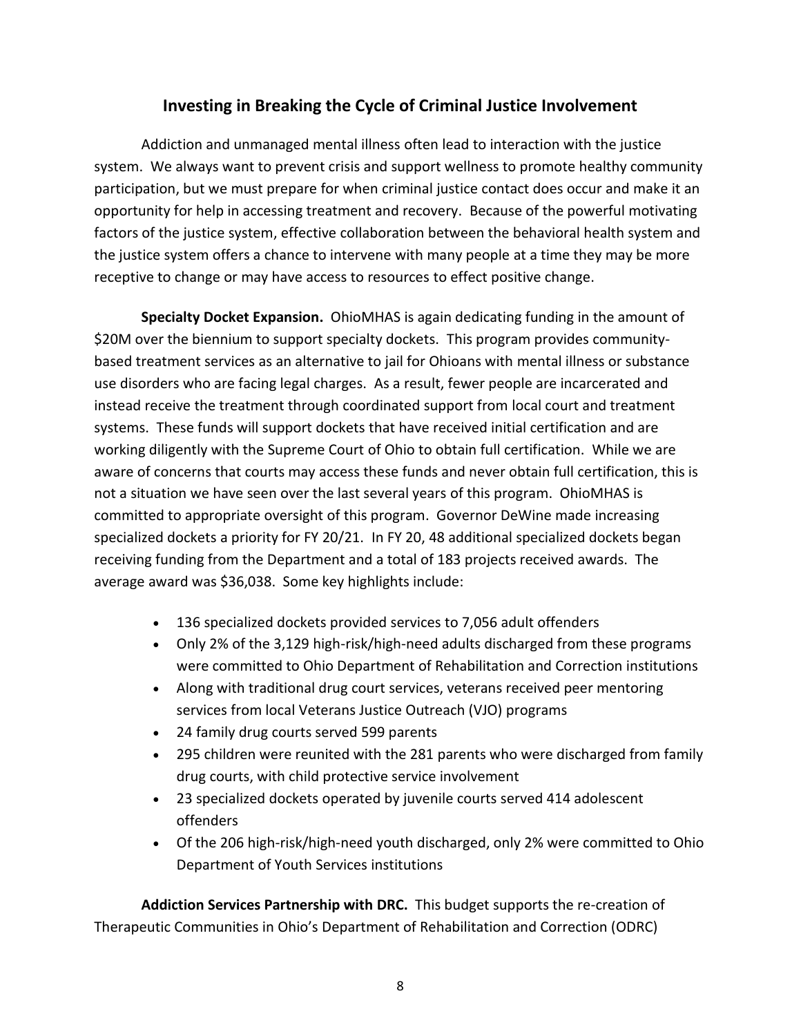## Investing in Breaking the Cycle of Criminal Justice Involvement

Addiction and unmanaged mental illness often lead to interaction with the justice system. We always want to prevent crisis and support wellness to promote healthy community participation, but we must prepare for when criminal justice contact does occur and make it an opportunity for help in accessing treatment and recovery. Because of the powerful motivating factors of the justice system, effective collaboration between the behavioral health system and the justice system offers a chance to intervene with many people at a time they may be more receptive to change or may have access to resources to effect positive change.

**Specialty Docket Expansion.** OhioMHAS is again dedicating funding in the amount of $20M over the biennium to support specialty dockets. This program provides community-based treatment services as an alternative to jail for Ohioans with mental illness or substance use disorders who are facing legal charges. As a result, fewer people are incarcerated and instead receive the treatment through coordinated support from local court and treatment systems. These funds will support dockets that have received initial certification and are working diligently with the Supreme Court of Ohio to obtain full certification. While we are aware of concerns that courts may access these funds and never obtain full certification, this is not a situation we have seen over the last several years of this program. OhioMHAS is committed to appropriate oversight of this program. Governor DeWine made increasing specialized dockets a priority for FY 20/21. In FY 20, 48 additional specialized dockets began receiving funding from the Department and a total of 183 projects received awards. The average award was $36,038. Some key highlights include:

- 136 specialized dockets provided services to 7,056 adult offenders
- Only 2% of the 3,129 high-risk/high-need adults discharged from these programs were committed to Ohio Department of Rehabilitation and Correction institutions
- Along with traditional drug court services, veterans received peer mentoring services from local Veterans Justice Outreach (VJO) programs
- 24 family drug courts served 599 parents
- 295 children were reunited with the 281 parents who were discharged from family drug courts, with child protective service involvement
- 23 specialized dockets operated by juvenile courts served 414 adolescent offenders
- Of the 206 high-risk/high-need youth discharged, only 2% were committed to Ohio Department of Youth Services institutions

**Addiction Services Partnership with DRC.** This budget supports the re-creation of Therapeutic Communities in Ohio's Department of Rehabilitation and Correction (ODRC)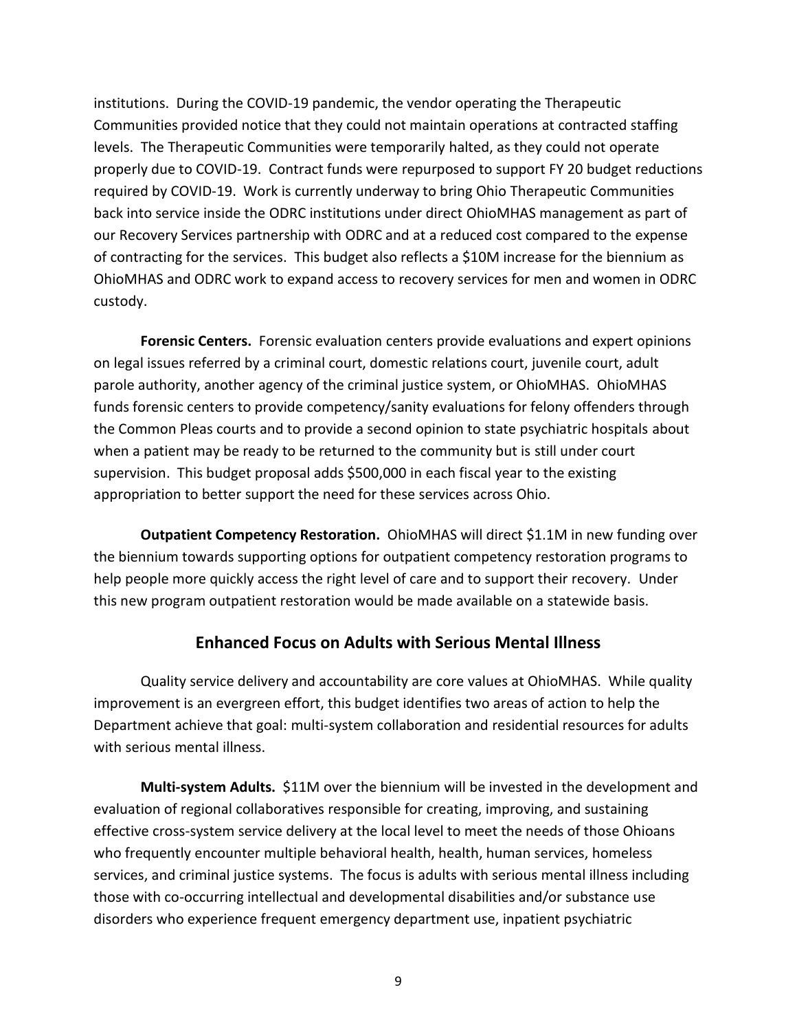institutions. During the COVID-19 pandemic, the vendor operating the Therapeutic Communities provided notice that they could not maintain operations at contracted staffing levels. The Therapeutic Communities were temporarily halted, as they could not operate properly due to COVID-19. Contract funds were repurposed to support FY 20 budget reductions required by COVID-19. Work is currently underway to bring Ohio Therapeutic Communities back into service inside the ODRC institutions under direct OhioMHAS management as part of our Recovery Services partnership with ODRC and at a reduced cost compared to the expense of contracting for the services. This budget also reflects a $10M increase for the biennium as OhioMHAS and ODRC work to expand access to recovery services for men and women in ODRC custody.

**Forensic Centers.** Forensic evaluation centers provide evaluations and expert opinions on legal issues referred by a criminal court, domestic relations court, juvenile court, adult parole authority, another agency of the criminal justice system, or OhioMHAS. OhioMHAS funds forensic centers to provide competency/sanity evaluations for felony offenders through the Common Pleas courts and to provide a second opinion to state psychiatric hospitals about when a patient may be ready to be returned to the community but is still under court supervision. This budget proposal adds $500,000 in each fiscal year to the existing appropriation to better support the need for these services across Ohio.

**Outpatient Competency Restoration.** OhioMHAS will direct $1.1M in new funding over the biennium towards supporting options for outpatient competency restoration programs to help people more quickly access the right level of care and to support their recovery. Under this new program outpatient restoration would be made available on a statewide basis.

## Enhanced Focus on Adults with Serious Mental Illness

Quality service delivery and accountability are core values at OhioMHAS. While quality improvement is an evergreen effort, this budget identifies two areas of action to help the Department achieve that goal: multi-system collaboration and residential resources for adults with serious mental illness.

**Multi-system Adults.** $11M over the biennium will be invested in the development and evaluation of regional collaboratives responsible for creating, improving, and sustaining effective cross-system service delivery at the local level to meet the needs of those Ohioans who frequently encounter multiple behavioral health, health, human services, homeless services, and criminal justice systems. The focus is adults with serious mental illness including those with co-occurring intellectual and developmental disabilities and/or substance use disorders who experience frequent emergency department use, inpatient psychiatric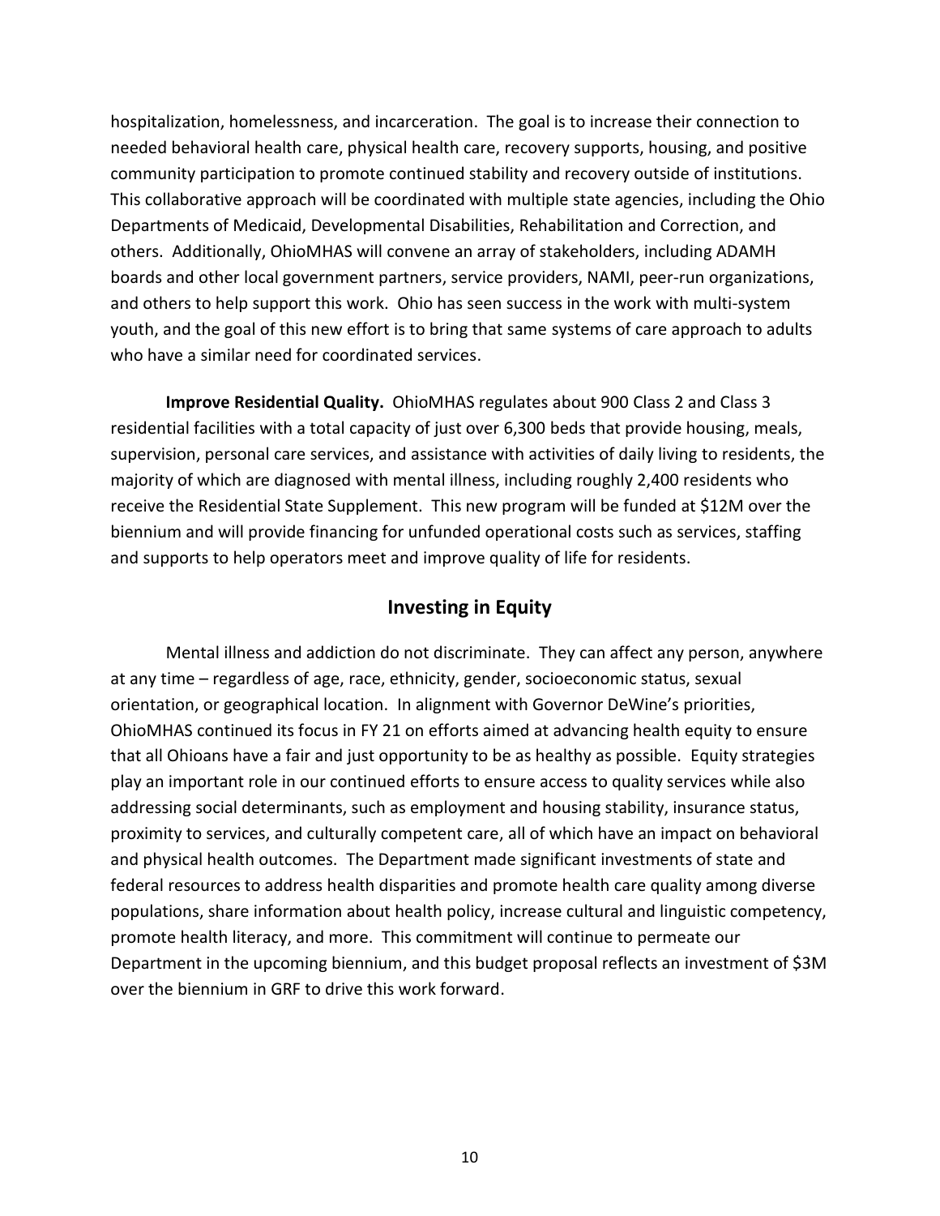hospitalization, homelessness, and incarceration. The goal is to increase their connection to needed behavioral health care, physical health care, recovery supports, housing, and positive community participation to promote continued stability and recovery outside of institutions. This collaborative approach will be coordinated with multiple state agencies, including the Ohio Departments of Medicaid, Developmental Disabilities, Rehabilitation and Correction, and others. Additionally, OhioMHAS will convene an array of stakeholders, including ADAMH boards and other local government partners, service providers, NAMI, peer-run organizations, and others to help support this work. Ohio has seen success in the work with multi-system youth, and the goal of this new effort is to bring that same systems of care approach to adults who have a similar need for coordinated services.

**Improve Residential Quality.** OhioMHAS regulates about 900 Class 2 and Class 3 residential facilities with a total capacity of just over 6,300 beds that provide housing, meals, supervision, personal care services, and assistance with activities of daily living to residents, the majority of which are diagnosed with mental illness, including roughly 2,400 residents who receive the Residential State Supplement. This new program will be funded at $12M over the biennium and will provide financing for unfunded operational costs such as services, staffing and supports to help operators meet and improve quality of life for residents.

## Investing in Equity

Mental illness and addiction do not discriminate. They can affect any person, anywhere at any time – regardless of age, race, ethnicity, gender, socioeconomic status, sexual orientation, or geographical location. In alignment with Governor DeWine's priorities, OhioMHAS continued its focus in FY 21 on efforts aimed at advancing health equity to ensure that all Ohioans have a fair and just opportunity to be as healthy as possible. Equity strategies play an important role in our continued efforts to ensure access to quality services while also addressing social determinants, such as employment and housing stability, insurance status, proximity to services, and culturally competent care, all of which have an impact on behavioral and physical health outcomes. The Department made significant investments of state and federal resources to address health disparities and promote health care quality among diverse populations, share information about health policy, increase cultural and linguistic competency, promote health literacy, and more. This commitment will continue to permeate our Department in the upcoming biennium, and this budget proposal reflects an investment of $3M over the biennium in GRF to drive this work forward.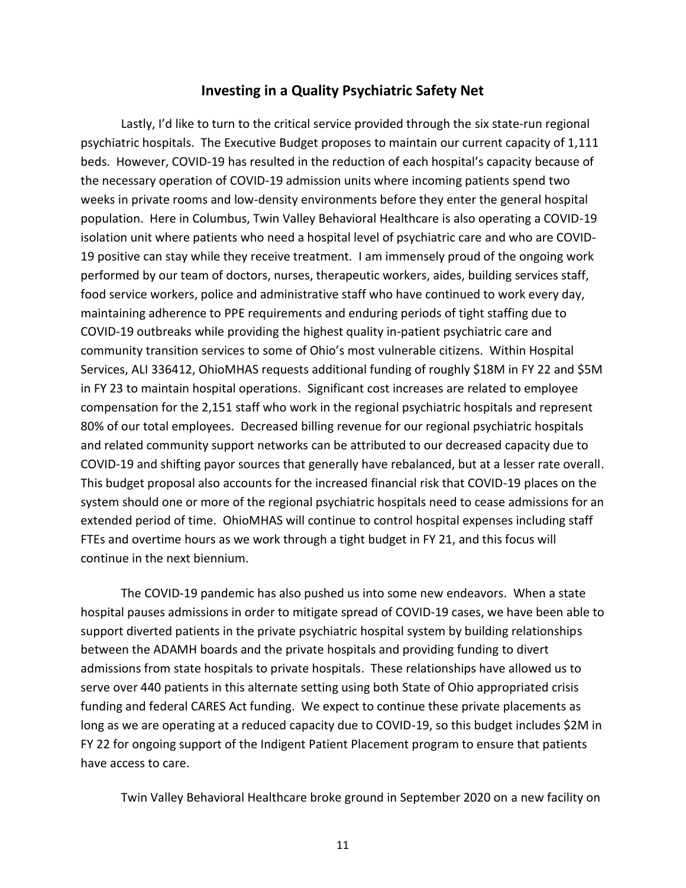## Investing in a Quality Psychiatric Safety Net

Lastly, I'd like to turn to the critical service provided through the six state-run regional psychiatric hospitals. The Executive Budget proposes to maintain our current capacity of 1,111 beds. However, COVID-19 has resulted in the reduction of each hospital's capacity because of the necessary operation of COVID-19 admission units where incoming patients spend two weeks in private rooms and low-density environments before they enter the general hospital population. Here in Columbus, Twin Valley Behavioral Healthcare is also operating a COVID-19 isolation unit where patients who need a hospital level of psychiatric care and who are COVID-19 positive can stay while they receive treatment. I am immensely proud of the ongoing work performed by our team of doctors, nurses, therapeutic workers, aides, building services staff, food service workers, police and administrative staff who have continued to work every day, maintaining adherence to PPE requirements and enduring periods of tight staffing due to COVID-19 outbreaks while providing the highest quality in-patient psychiatric care and community transition services to some of Ohio's most vulnerable citizens. Within Hospital Services, ALI 336412, OhioMHAS requests additional funding of roughly $18M in FY 22 and $5M in FY 23 to maintain hospital operations. Significant cost increases are related to employee compensation for the 2,151 staff who work in the regional psychiatric hospitals and represent 80% of our total employees. Decreased billing revenue for our regional psychiatric hospitals and related community support networks can be attributed to our decreased capacity due to COVID-19 and shifting payor sources that generally have rebalanced, but at a lesser rate overall. This budget proposal also accounts for the increased financial risk that COVID-19 places on the system should one or more of the regional psychiatric hospitals need to cease admissions for an extended period of time. OhioMHAS will continue to control hospital expenses including staff FTEs and overtime hours as we work through a tight budget in FY 21, and this focus will continue in the next biennium.

The COVID-19 pandemic has also pushed us into some new endeavors. When a state hospital pauses admissions in order to mitigate spread of COVID-19 cases, we have been able to support diverted patients in the private psychiatric hospital system by building relationships between the ADAMH boards and the private hospitals and providing funding to divert admissions from state hospitals to private hospitals. These relationships have allowed us to serve over 440 patients in this alternate setting using both State of Ohio appropriated crisis funding and federal CARES Act funding. We expect to continue these private placements as long as we are operating at a reduced capacity due to COVID-19, so this budget includes $2M in FY 22 for ongoing support of the Indigent Patient Placement program to ensure that patients have access to care.

Twin Valley Behavioral Healthcare broke ground in September 2020 on a new facility on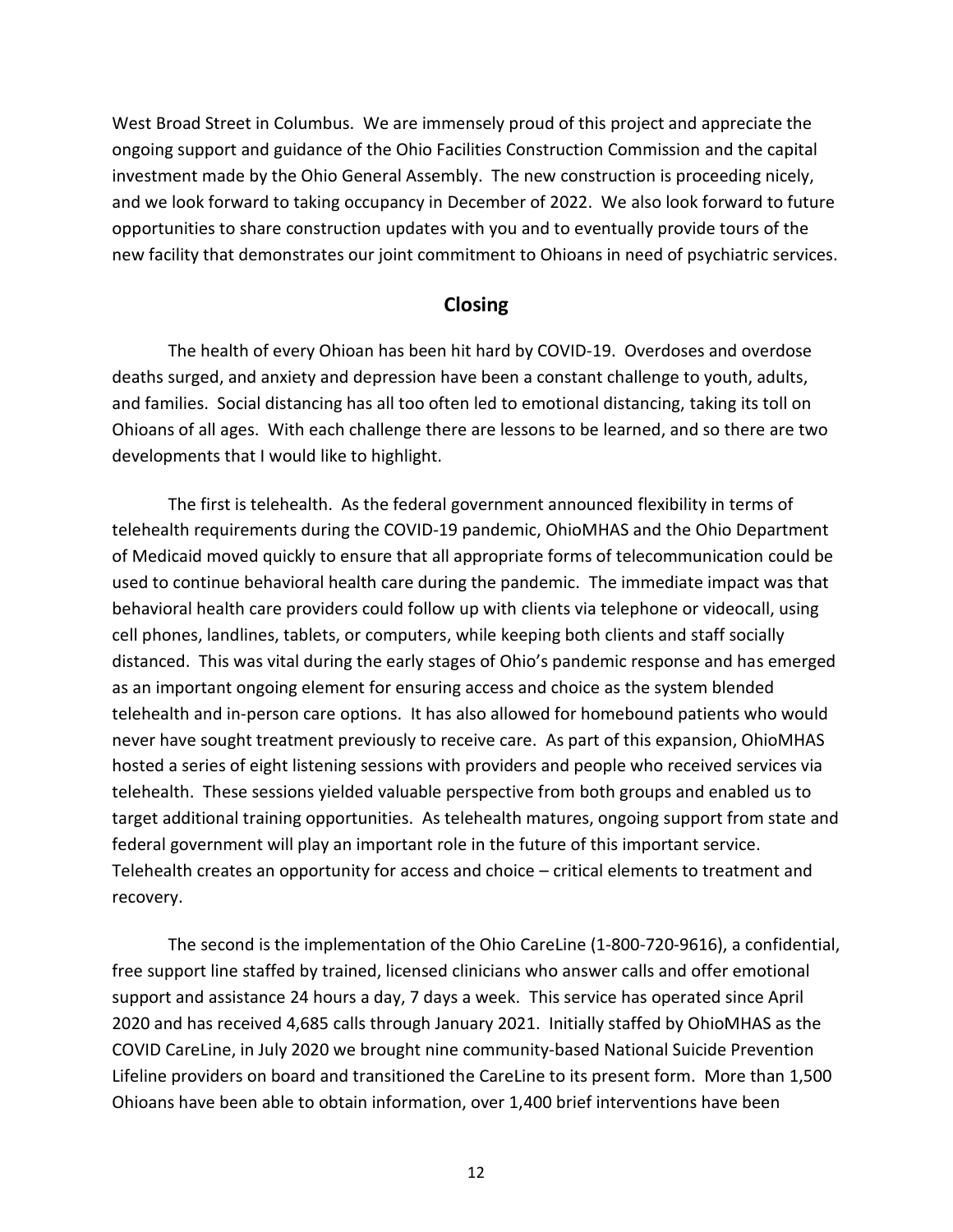West Broad Street in Columbus. We are immensely proud of this project and appreciate the ongoing support and guidance of the Ohio Facilities Construction Commission and the capital investment made by the Ohio General Assembly. The new construction is proceeding nicely, and we look forward to taking occupancy in December of 2022. We also look forward to future opportunities to share construction updates with you and to eventually provide tours of the new facility that demonstrates our joint commitment to Ohioans in need of psychiatric services.

## Closing

The health of every Ohioan has been hit hard by COVID-19. Overdoses and overdose deaths surged, and anxiety and depression have been a constant challenge to youth, adults, and families. Social distancing has all too often led to emotional distancing, taking its toll on Ohioans of all ages. With each challenge there are lessons to be learned, and so there are two developments that I would like to highlight.

The first is telehealth. As the federal government announced flexibility in terms of telehealth requirements during the COVID-19 pandemic, OhioMHAS and the Ohio Department of Medicaid moved quickly to ensure that all appropriate forms of telecommunication could be used to continue behavioral health care during the pandemic. The immediate impact was that behavioral health care providers could follow up with clients via telephone or videocall, using cell phones, landlines, tablets, or computers, while keeping both clients and staff socially distanced. This was vital during the early stages of Ohio's pandemic response and has emerged as an important ongoing element for ensuring access and choice as the system blended telehealth and in-person care options. It has also allowed for homebound patients who would never have sought treatment previously to receive care. As part of this expansion, OhioMHAS hosted a series of eight listening sessions with providers and people who received services via telehealth. These sessions yielded valuable perspective from both groups and enabled us to target additional training opportunities. As telehealth matures, ongoing support from state and federal government will play an important role in the future of this important service. Telehealth creates an opportunity for access and choice – critical elements to treatment and recovery.

The second is the implementation of the Ohio CareLine (1-800-720-9616), a confidential, free support line staffed by trained, licensed clinicians who answer calls and offer emotional support and assistance 24 hours a day, 7 days a week. This service has operated since April 2020 and has received 4,685 calls through January 2021. Initially staffed by OhioMHAS as the COVID CareLine, in July 2020 we brought nine community-based National Suicide Prevention Lifeline providers on board and transitioned the CareLine to its present form. More than 1,500 Ohioans have been able to obtain information, over 1,400 brief interventions have been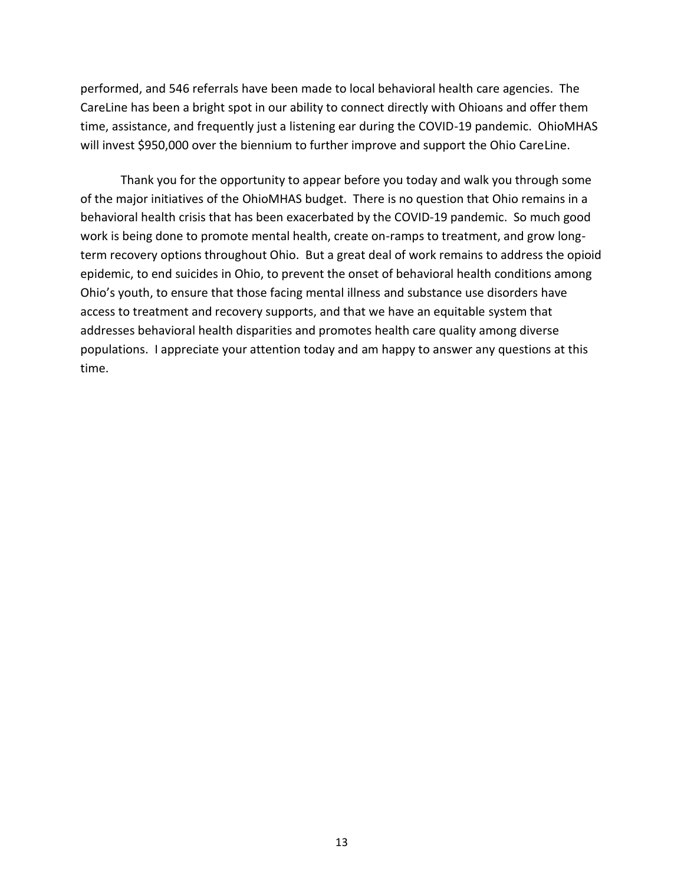performed, and 546 referrals have been made to local behavioral health care agencies. The CareLine has been a bright spot in our ability to connect directly with Ohioans and offer them time, assistance, and frequently just a listening ear during the COVID-19 pandemic. OhioMHAS will invest $950,000 over the biennium to further improve and support the Ohio CareLine.

Thank you for the opportunity to appear before you today and walk you through some of the major initiatives of the OhioMHAS budget. There is no question that Ohio remains in a behavioral health crisis that has been exacerbated by the COVID-19 pandemic. So much good work is being done to promote mental health, create on-ramps to treatment, and grow long-term recovery options throughout Ohio. But a great deal of work remains to address the opioid epidemic, to end suicides in Ohio, to prevent the onset of behavioral health conditions among Ohio's youth, to ensure that those facing mental illness and substance use disorders have access to treatment and recovery supports, and that we have an equitable system that addresses behavioral health disparities and promotes health care quality among diverse populations. I appreciate your attention today and am happy to answer any questions at this time.